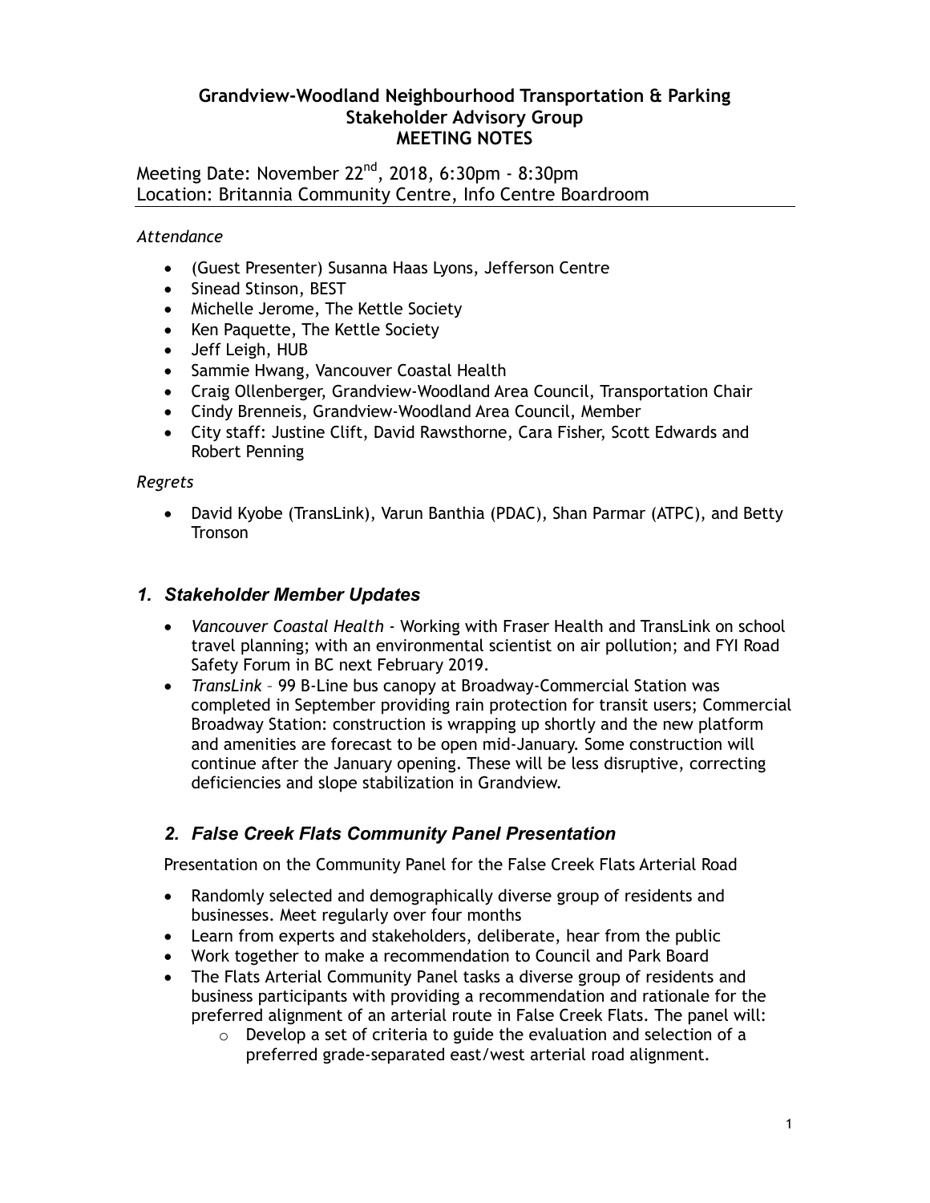# Grandview-Woodland Neighbourhood Transportation & Parking Stakeholder Advisory Group MEETING NOTES

Meeting Date: November 22nd, 2018, 6:30pm - 8:30pm
Location: Britannia Community Centre, Info Centre Boardroom

*Attendance*

- (Guest Presenter) Susanna Haas Lyons, Jefferson Centre
- Sinead Stinson, BEST
- Michelle Jerome, The Kettle Society
- Ken Paquette, The Kettle Society
- Jeff Leigh, HUB
- Sammie Hwang, Vancouver Coastal Health
- Craig Ollenberger, Grandview-Woodland Area Council, Transportation Chair
- Cindy Brenneis, Grandview-Woodland Area Council, Member
- City staff: Justine Clift, David Rawsthorne, Cara Fisher, Scott Edwards and Robert Penning

*Regrets*

- David Kyobe (TransLink), Varun Banthia (PDAC), Shan Parmar (ATPC), and Betty Tronson

## 1. Stakeholder Member Updates

- *Vancouver Coastal Health* - Working with Fraser Health and TransLink on school travel planning; with an environmental scientist on air pollution; and FYI Road Safety Forum in BC next February 2019.
- *TransLink* – 99 B-Line bus canopy at Broadway-Commercial Station was completed in September providing rain protection for transit users; Commercial Broadway Station: construction is wrapping up shortly and the new platform and amenities are forecast to be open mid-January. Some construction will continue after the January opening. These will be less disruptive, correcting deficiencies and slope stabilization in Grandview.

## 2. False Creek Flats Community Panel Presentation

Presentation on the Community Panel for the False Creek Flats Arterial Road

- Randomly selected and demographically diverse group of residents and businesses. Meet regularly over four months
- Learn from experts and stakeholders, deliberate, hear from the public
- Work together to make a recommendation to Council and Park Board
- The Flats Arterial Community Panel tasks a diverse group of residents and business participants with providing a recommendation and rationale for the preferred alignment of an arterial route in False Creek Flats. The panel will:
    - Develop a set of criteria to guide the evaluation and selection of a preferred grade-separated east/west arterial road alignment.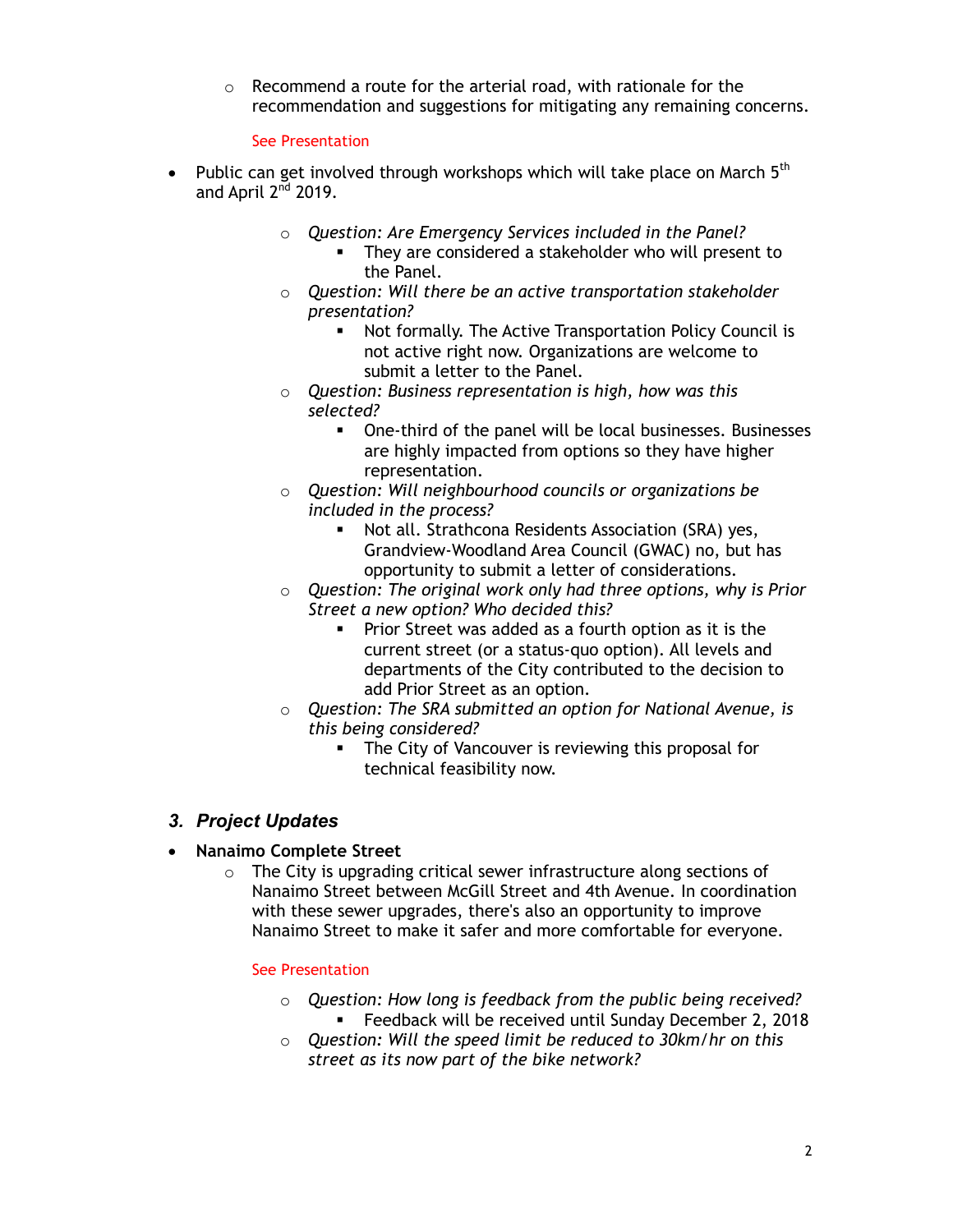- Recommend a route for the arterial road, with rationale for the recommendation and suggestions for mitigating any remaining concerns.

  See Presentation

- Public can get involved through workshops which will take place on March 5th and April 2nd 2019.
  - *Question: Are Emergency Services included in the Panel?*
    - They are considered a stakeholder who will present to the Panel.
  - *Question: Will there be an active transportation stakeholder presentation?*
    - Not formally. The Active Transportation Policy Council is not active right now. Organizations are welcome to submit a letter to the Panel.
  - *Question: Business representation is high, how was this selected?*
    - One-third of the panel will be local businesses. Businesses are highly impacted from options so they have higher representation.
  - *Question: Will neighbourhood councils or organizations be included in the process?*
    - Not all. Strathcona Residents Association (SRA) yes, Grandview-Woodland Area Council (GWAC) no, but has opportunity to submit a letter of considerations.
  - *Question: The original work only had three options, why is Prior Street a new option? Who decided this?*
    - Prior Street was added as a fourth option as it is the current street (or a status-quo option). All levels and departments of the City contributed to the decision to add Prior Street as an option.
  - *Question: The SRA submitted an option for National Avenue, is this being considered?*
    - The City of Vancouver is reviewing this proposal for technical feasibility now.

### *3. Project Updates*

- **Nanaimo Complete Street**
  - The City is upgrading critical sewer infrastructure along sections of Nanaimo Street between McGill Street and 4th Avenue. In coordination with these sewer upgrades, there's also an opportunity to improve Nanaimo Street to make it safer and more comfortable for everyone.

    See Presentation

  - *Question: How long is feedback from the public being received?*
    - Feedback will be received until Sunday December 2, 2018
  - *Question: Will the speed limit be reduced to 30km/hr on this street as its now part of the bike network?*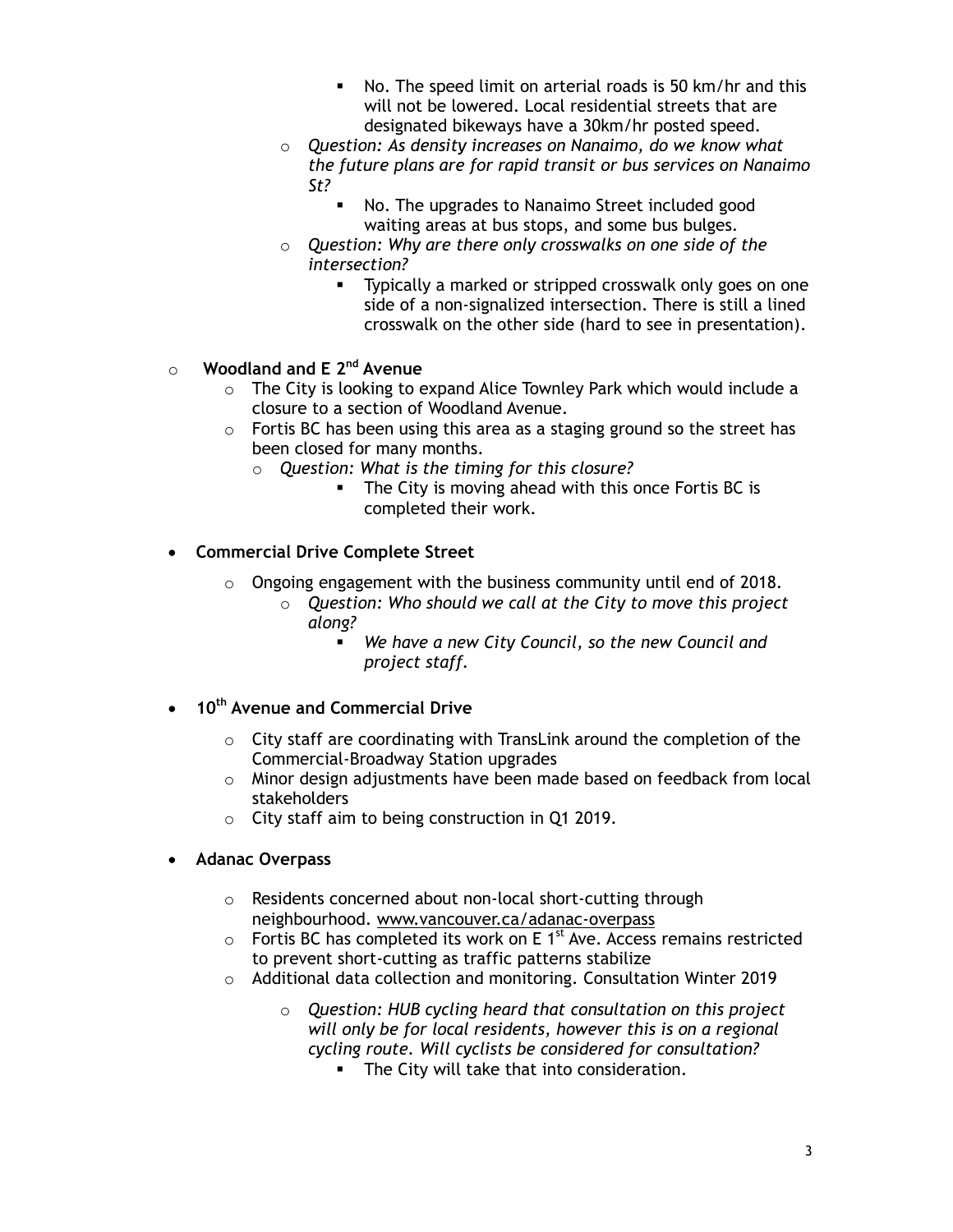- No. The speed limit on arterial roads is 50 km/hr and this will not be lowered. Local residential streets that are designated bikeways have a 30km/hr posted speed.
    - *Question: As density increases on Nanaimo, do we know what the future plans are for rapid transit or bus services on Nanaimo St?*
      - No. The upgrades to Nanaimo Street included good waiting areas at bus stops, and some bus bulges.
    - *Question: Why are there only crosswalks on one side of the intersection?*
      - Typically a marked or stripped crosswalk only goes on one side of a non-signalized intersection. There is still a lined crosswalk on the other side (hard to see in presentation).

  - **Woodland and E 2nd Avenue**
    - The City is looking to expand Alice Townley Park which would include a closure to a section of Woodland Avenue.
    - Fortis BC has been using this area as a staging ground so the street has been closed for many months.
      - *Question: What is the timing for this closure?*
        - The City is moving ahead with this once Fortis BC is completed their work.

- **Commercial Drive Complete Street**
  - Ongoing engagement with the business community until end of 2018.
    - *Question: Who should we call at the City to move this project along?*
      - *We have a new City Council, so the new Council and project staff.*

- **10th Avenue and Commercial Drive**
  - City staff are coordinating with TransLink around the completion of the Commercial-Broadway Station upgrades
  - Minor design adjustments have been made based on feedback from local stakeholders
  - City staff aim to being construction in Q1 2019.

- **Adanac Overpass**
  - Residents concerned about non-local short-cutting through neighbourhood. www.vancouver.ca/adanac-overpass
  - Fortis BC has completed its work on E 1st Ave. Access remains restricted to prevent short-cutting as traffic patterns stabilize
  - Additional data collection and monitoring. Consultation Winter 2019
    - *Question: HUB cycling heard that consultation on this project will only be for local residents, however this is on a regional cycling route. Will cyclists be considered for consultation?*
      - The City will take that into consideration.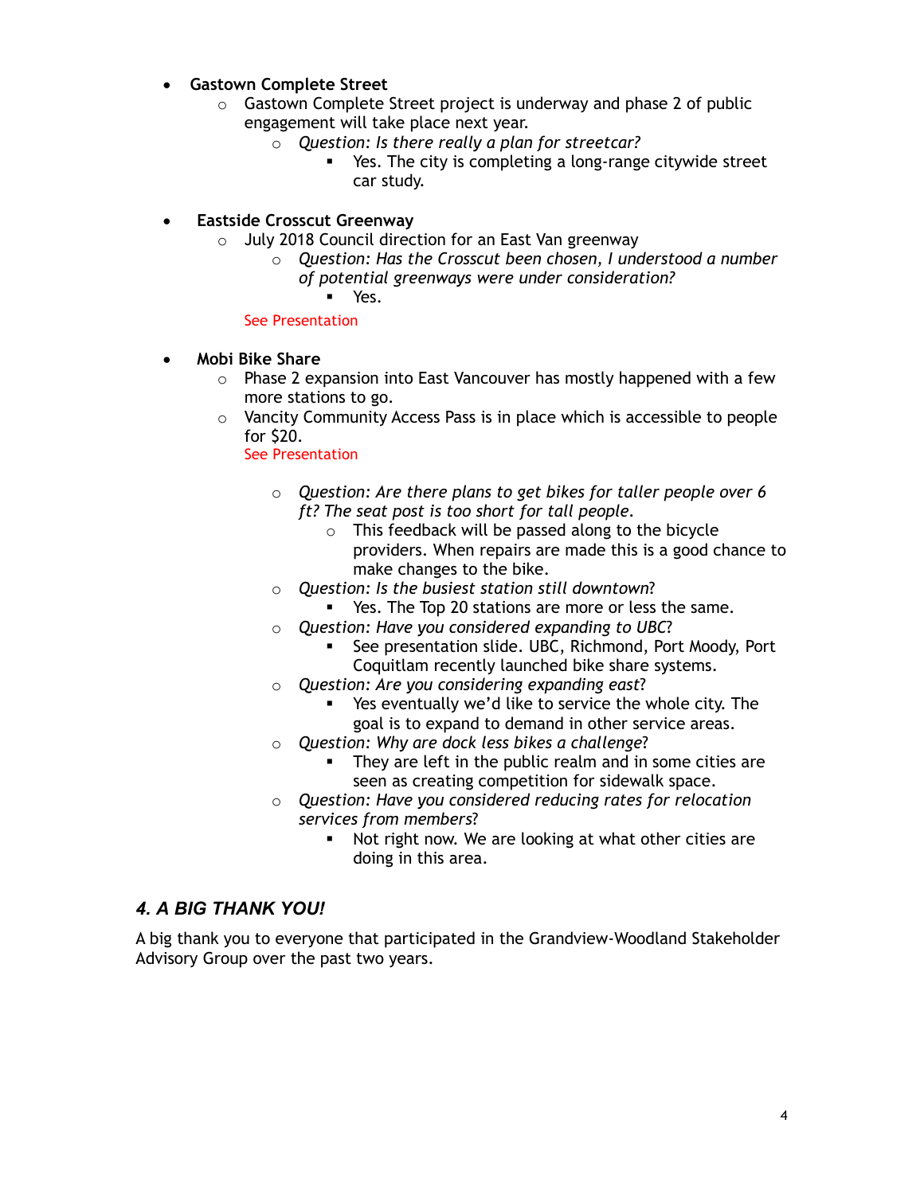- **Gastown Complete Street**
  - Gastown Complete Street project is underway and phase 2 of public engagement will take place next year.
    - *Question: Is there really a plan for streetcar?*
      - Yes. The city is completing a long-range citywide street car study.

- **Eastside Crosscut Greenway**
  - July 2018 Council direction for an East Van greenway
    - *Question: Has the Crosscut been chosen, I understood a number of potential greenways were under consideration?*
      - Yes.

  See Presentation

- **Mobi Bike Share**
  - Phase 2 expansion into East Vancouver has mostly happened with a few more stations to go.
  - Vancity Community Access Pass is in place which is accessible to people for $20.
    See Presentation

    - *Question: Are there plans to get bikes for taller people over 6 ft? The seat post is too short for tall people.*
      - This feedback will be passed along to the bicycle providers. When repairs are made this is a good chance to make changes to the bike.
    - *Question: Is the busiest station still downtown?*
      - Yes. The Top 20 stations are more or less the same.
    - *Question: Have you considered expanding to UBC?*
      - See presentation slide. UBC, Richmond, Port Moody, Port Coquitlam recently launched bike share systems.
    - *Question: Are you considering expanding east?*
      - Yes eventually we'd like to service the whole city. The goal is to expand to demand in other service areas.
    - *Question: Why are dock less bikes a challenge?*
      - They are left in the public realm and in some cities are seen as creating competition for sidewalk space.
    - *Question: Have you considered reducing rates for relocation services from members?*
      - Not right now. We are looking at what other cities are doing in this area.

### *4. A BIG THANK YOU!*

A big thank you to everyone that participated in the Grandview-Woodland Stakeholder Advisory Group over the past two years.